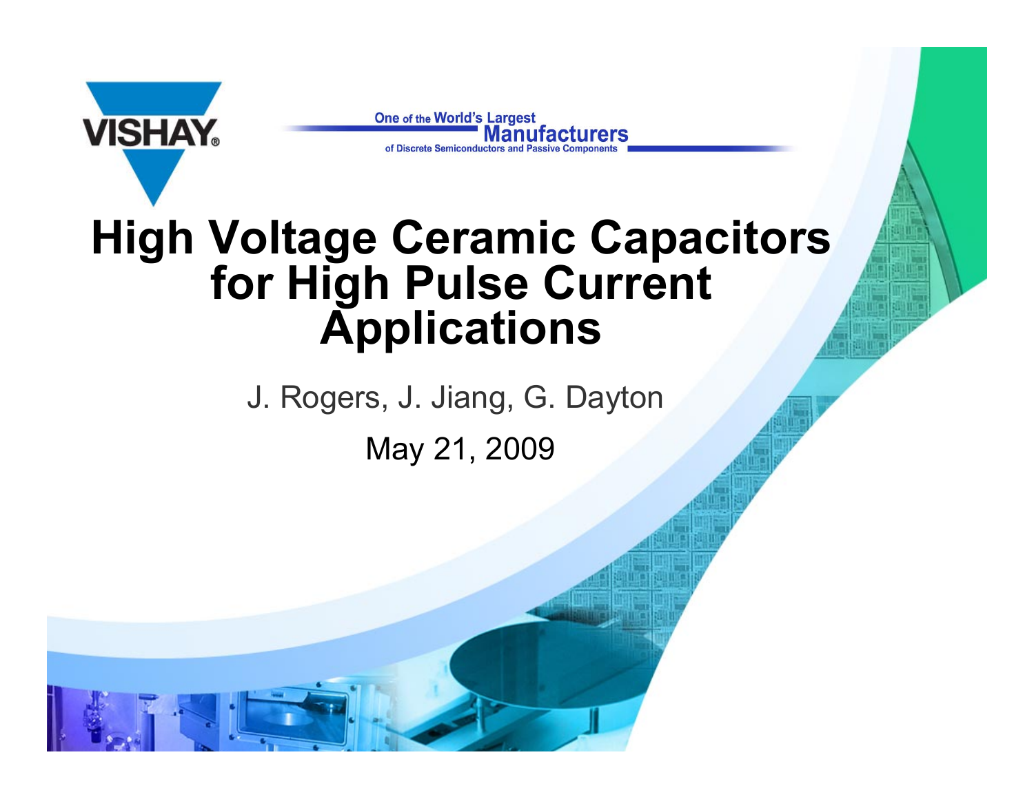VISHAY

One of the World's Largest Manufacturers of Discrete Semiconductors and Passive Components

# High Voltage Ceramic Capacitors for High Pulse Current Applications

J. Rogers, J. Jiang, G. Dayton

May 21, 2009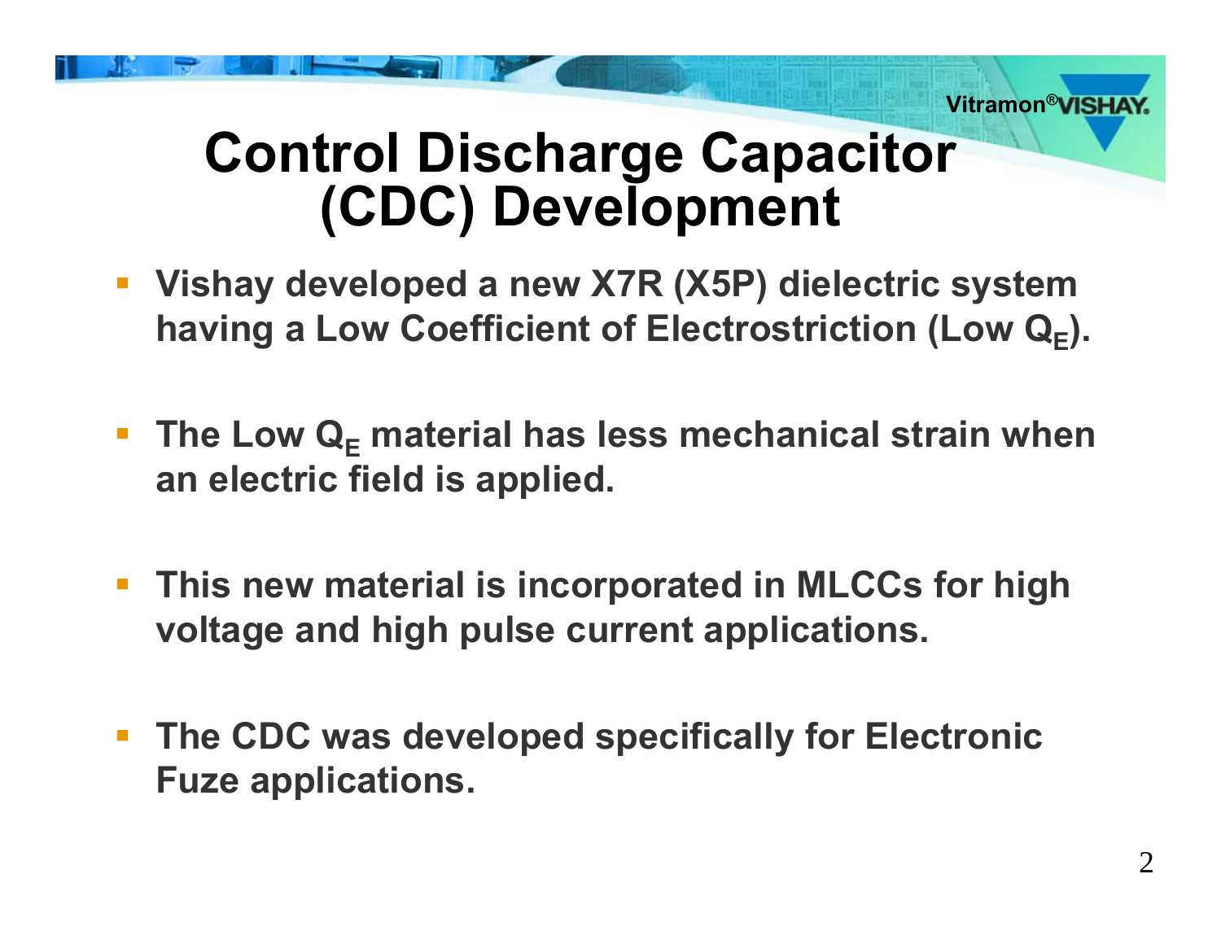# Control Discharge Capacitor (CDC) Development

- **Vishay developed a new X7R (X5P) dielectric system having a Low Coefficient of Electrostriction (Low $Q_E$).**

- **The Low $Q_E$ material has less mechanical strain when an electric field is applied.**

- **This new material is incorporated in MLCCs for high voltage and high pulse current applications.**

- **The CDC was developed specifically for Electronic Fuze applications.**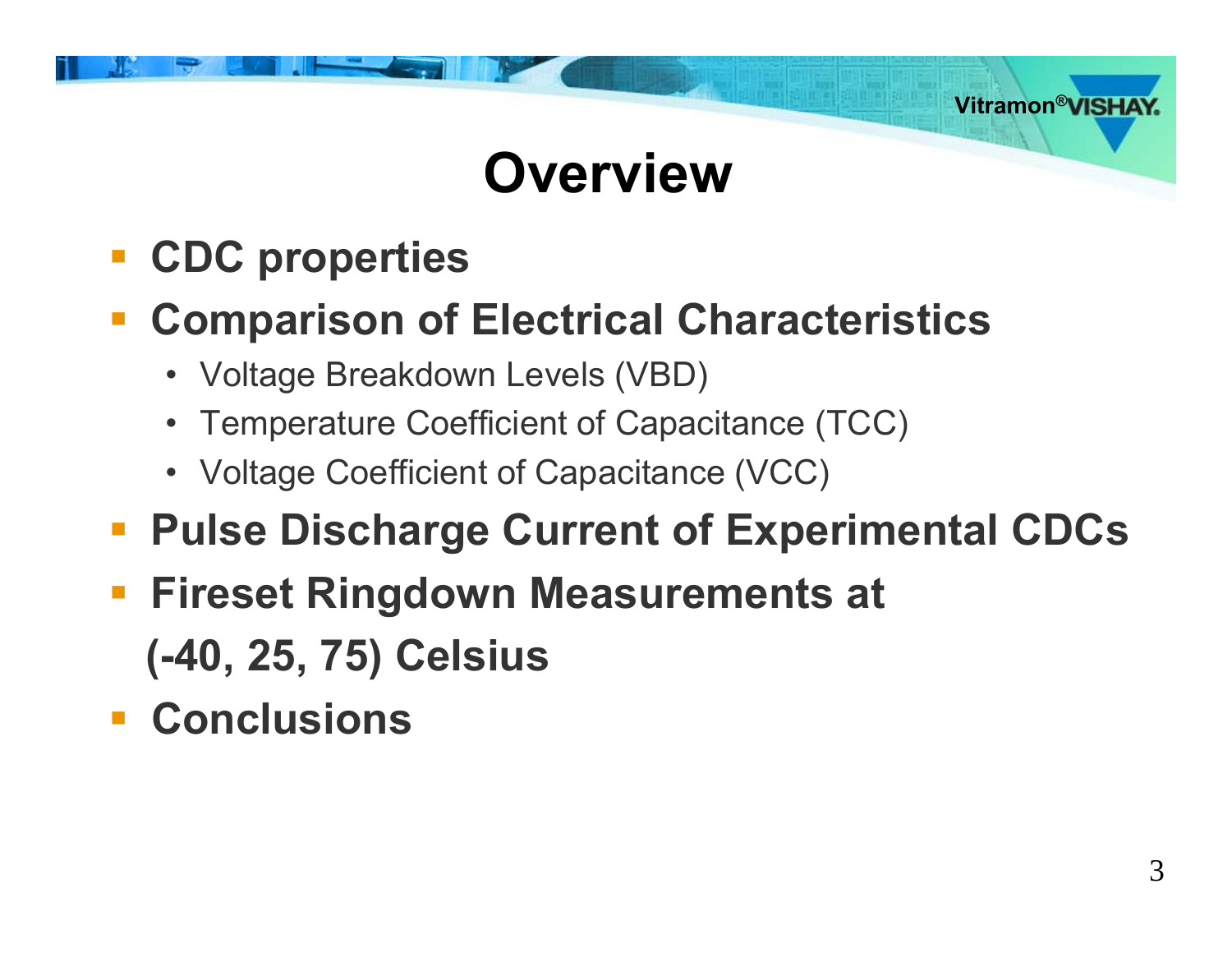# Overview

- **CDC properties**
- **Comparison of Electrical Characteristics**
  - Voltage Breakdown Levels (VBD)
  - Temperature Coefficient of Capacitance (TCC)
  - Voltage Coefficient of Capacitance (VCC)
- **Pulse Discharge Current of Experimental CDCs**
- **Fireset Ringdown Measurements at (-40, 25, 75) Celsius**
- **Conclusions**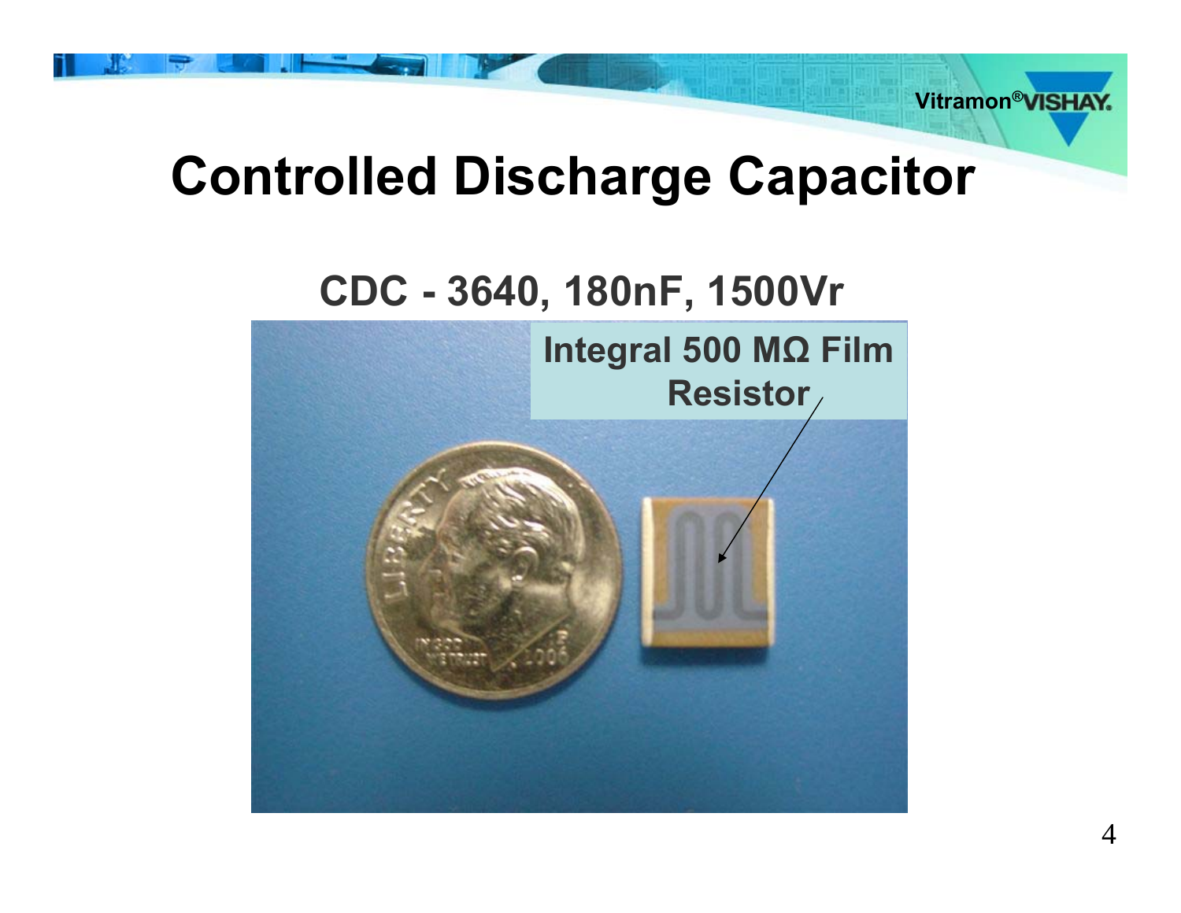# Controlled Discharge Capacitor

## CDC - 3640, 180nF, 1500Vr

Integral 500 MΩ Film Resistor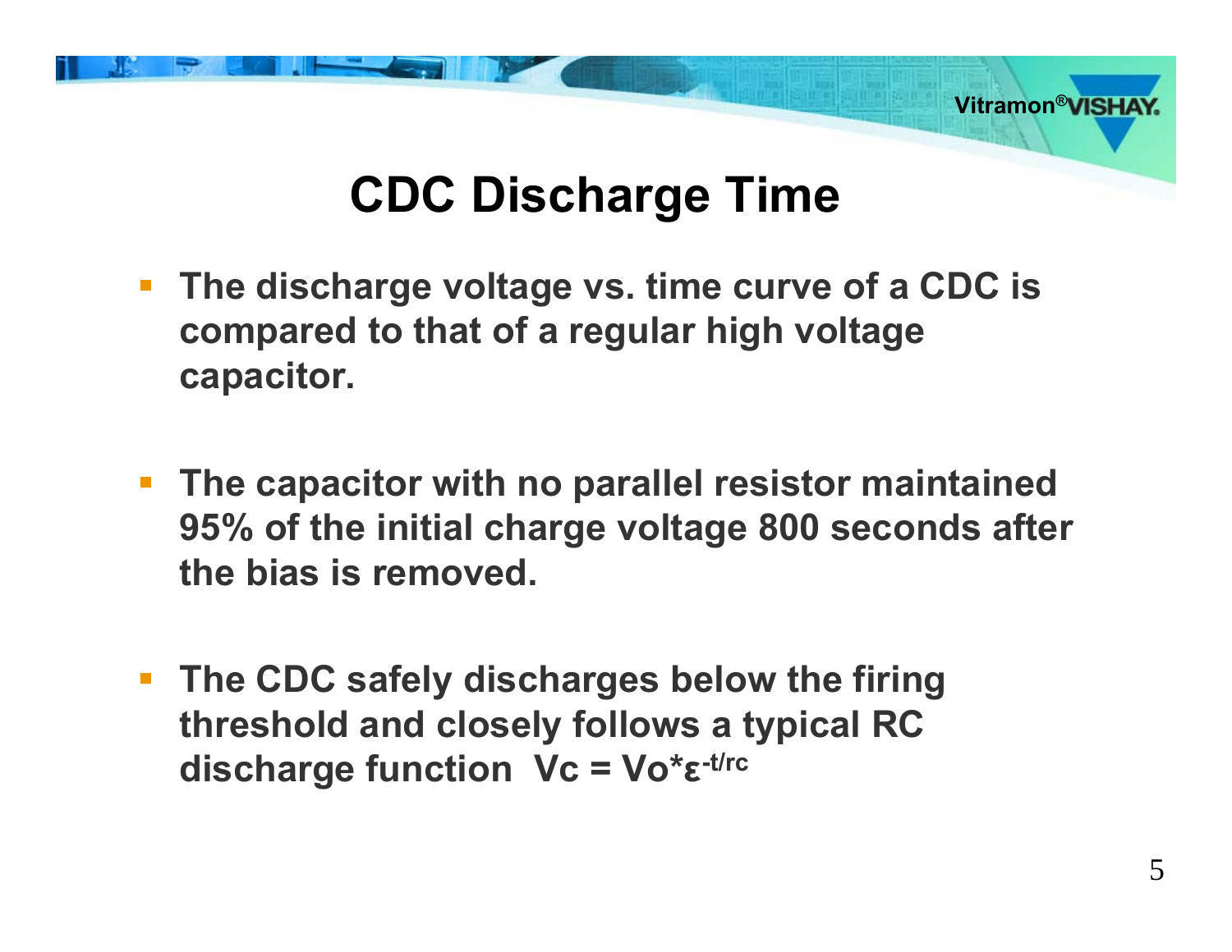# CDC Discharge Time

- The discharge voltage vs. time curve of a CDC is compared to that of a regular high voltage capacitor.
- The capacitor with no parallel resistor maintained 95% of the initial charge voltage 800 seconds after the bias is removed.
- The CDC safely discharges below the firing threshold and closely follows a typical RC discharge function $Vc = Vo*\varepsilon^{-t/rc}$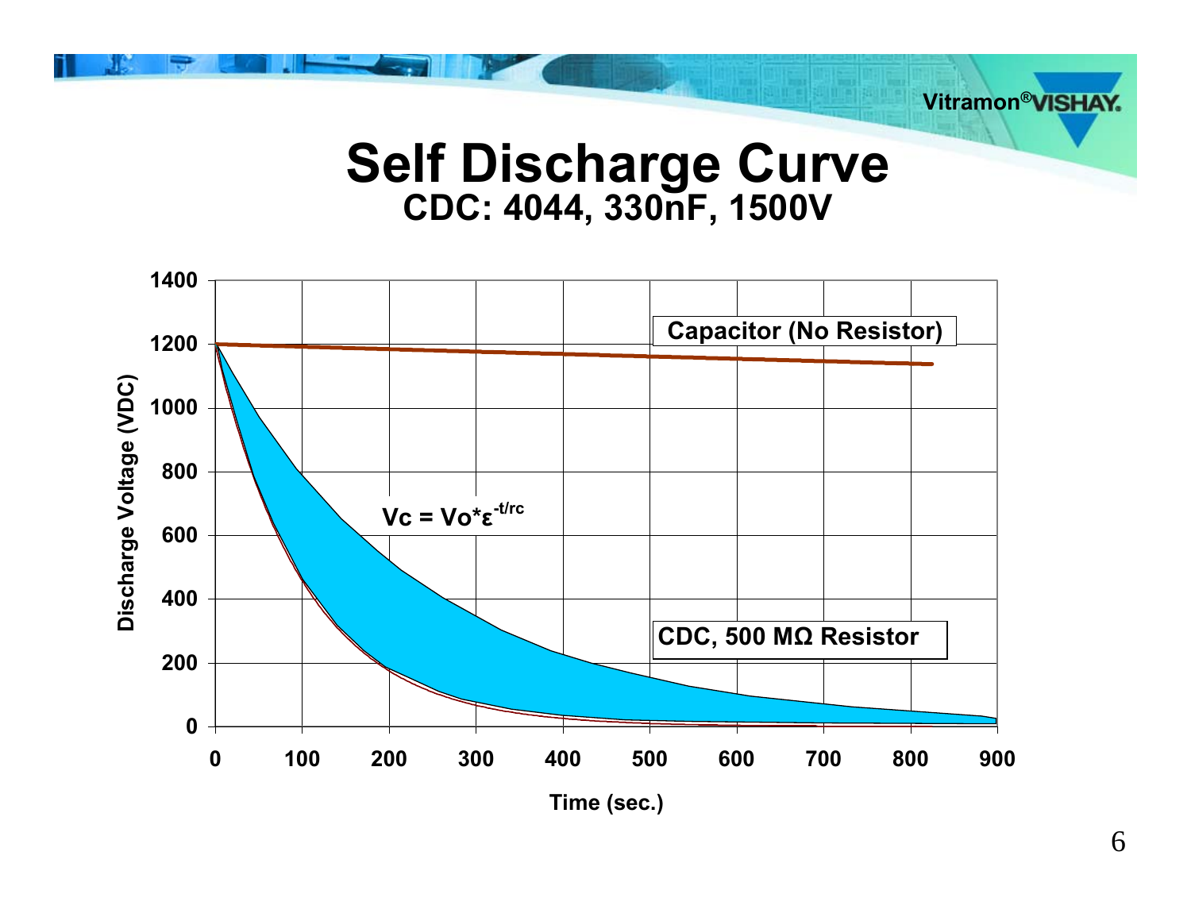# Self Discharge Curve

## CDC: 4044, 330nF, 1500V

Discharge Voltage (VDC) vs. Time (sec.)

- Capacitor (No Resistor)
- $V_c = V_o * \varepsilon^{-t/rc}$
- CDC, 500 MΩ Resistor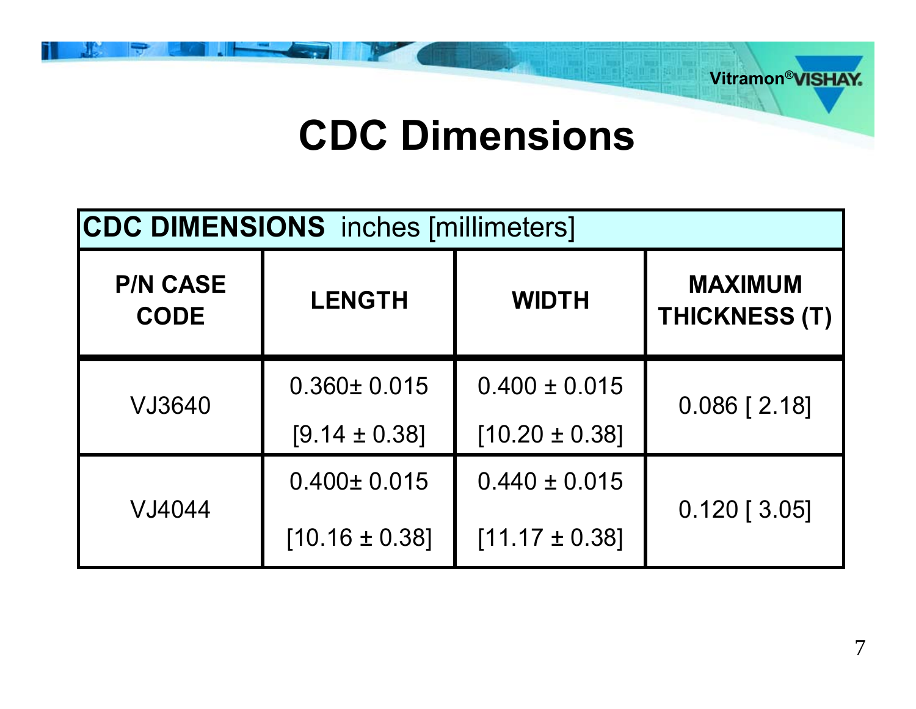# CDC Dimensions

| CDC DIMENSIONS inches [millimeters] | | | |
|---|---|---|---|
| P/N CASE CODE | LENGTH | WIDTH | MAXIMUM THICKNESS (T) |
| VJ3640 | 0.360± 0.015 [9.14 ± 0.38] | 0.400 ± 0.015 [10.20 ± 0.38] | 0.086 [ 2.18] |
| VJ4044 | 0.400± 0.015 [10.16 ± 0.38] | 0.440 ± 0.015 [11.17 ± 0.38] | 0.120 [ 3.05] |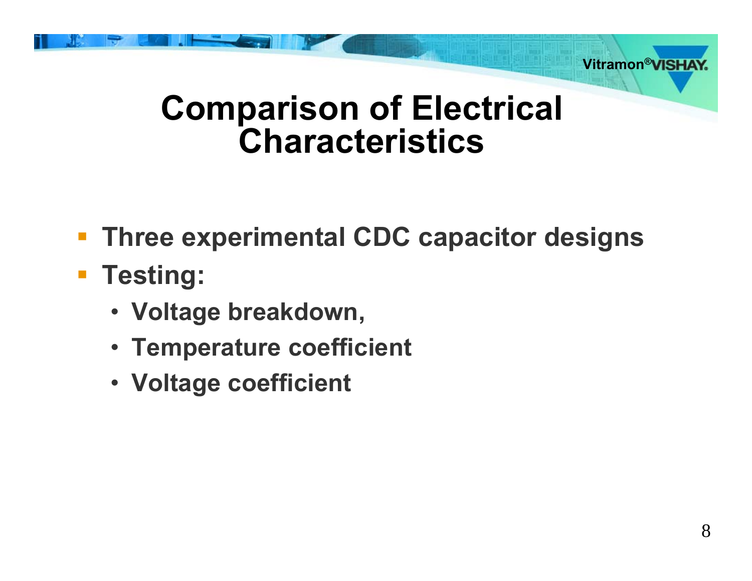# Comparison of Electrical Characteristics

- Three experimental CDC capacitor designs
- Testing:
  - Voltage breakdown,
  - Temperature coefficient
  - Voltage coefficient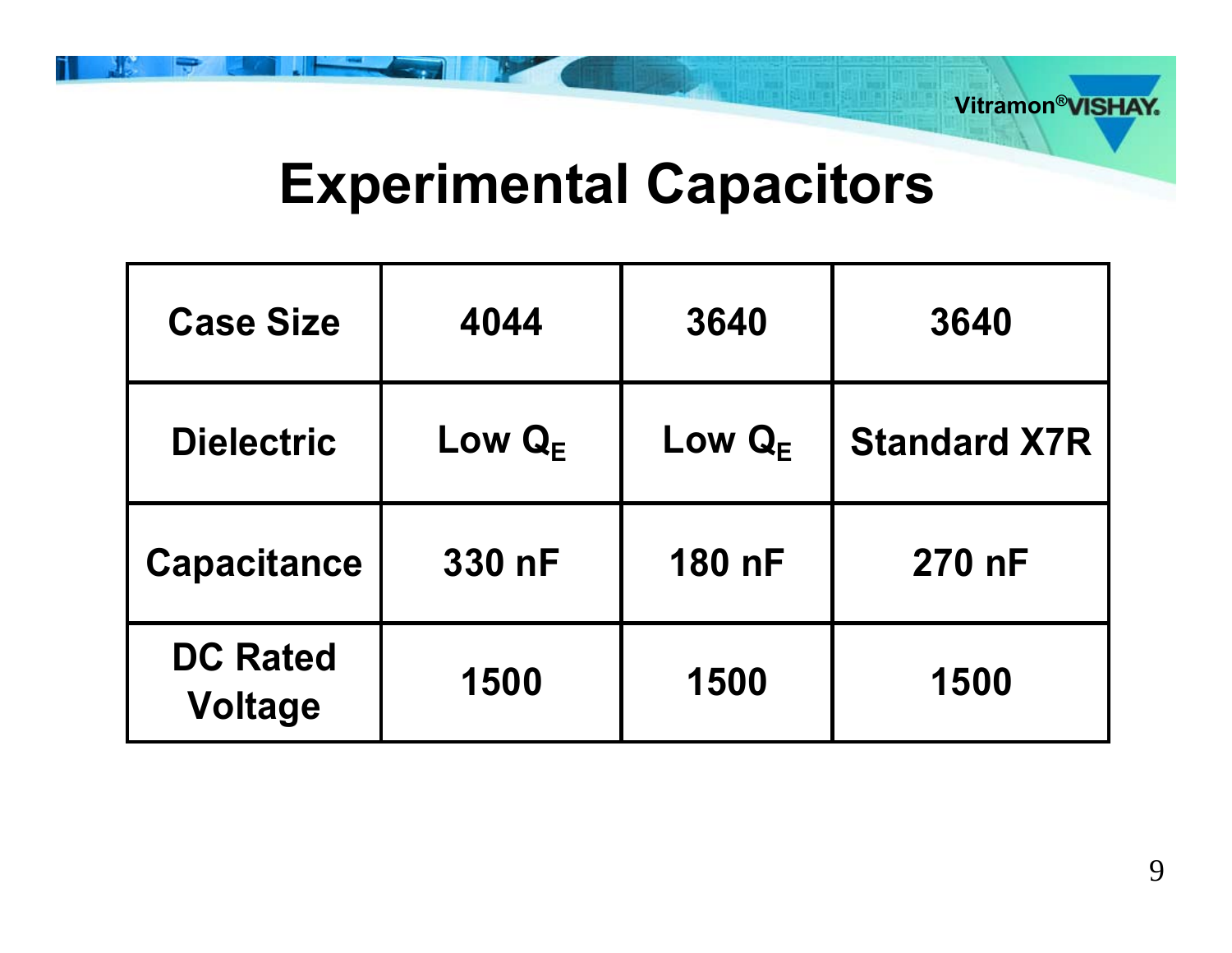# Experimental Capacitors

| Case Size | 4044 | 3640 | 3640 |
|---|---|---|---|
| Dielectric | Low $Q_E$ | Low $Q_E$ | Standard X7R |
| Capacitance | 330 nF | 180 nF | 270 nF |
| DC Rated Voltage | 1500 | 1500 | 1500 |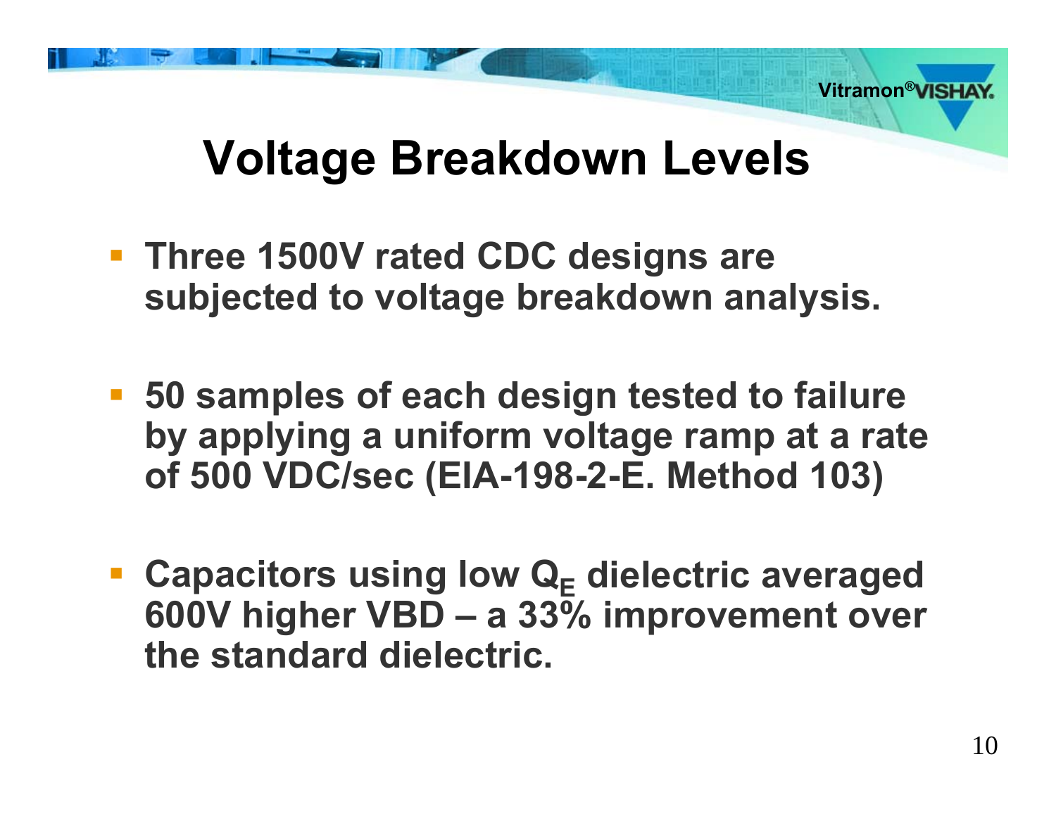# Voltage Breakdown Levels

- **Three 1500V rated CDC designs are subjected to voltage breakdown analysis.**
- **50 samples of each design tested to failure by applying a uniform voltage ramp at a rate of 500 VDC/sec (EIA-198-2-E. Method 103)**
- **Capacitors using low $Q_E$ dielectric averaged 600V higher VBD – a 33% improvement over the standard dielectric.**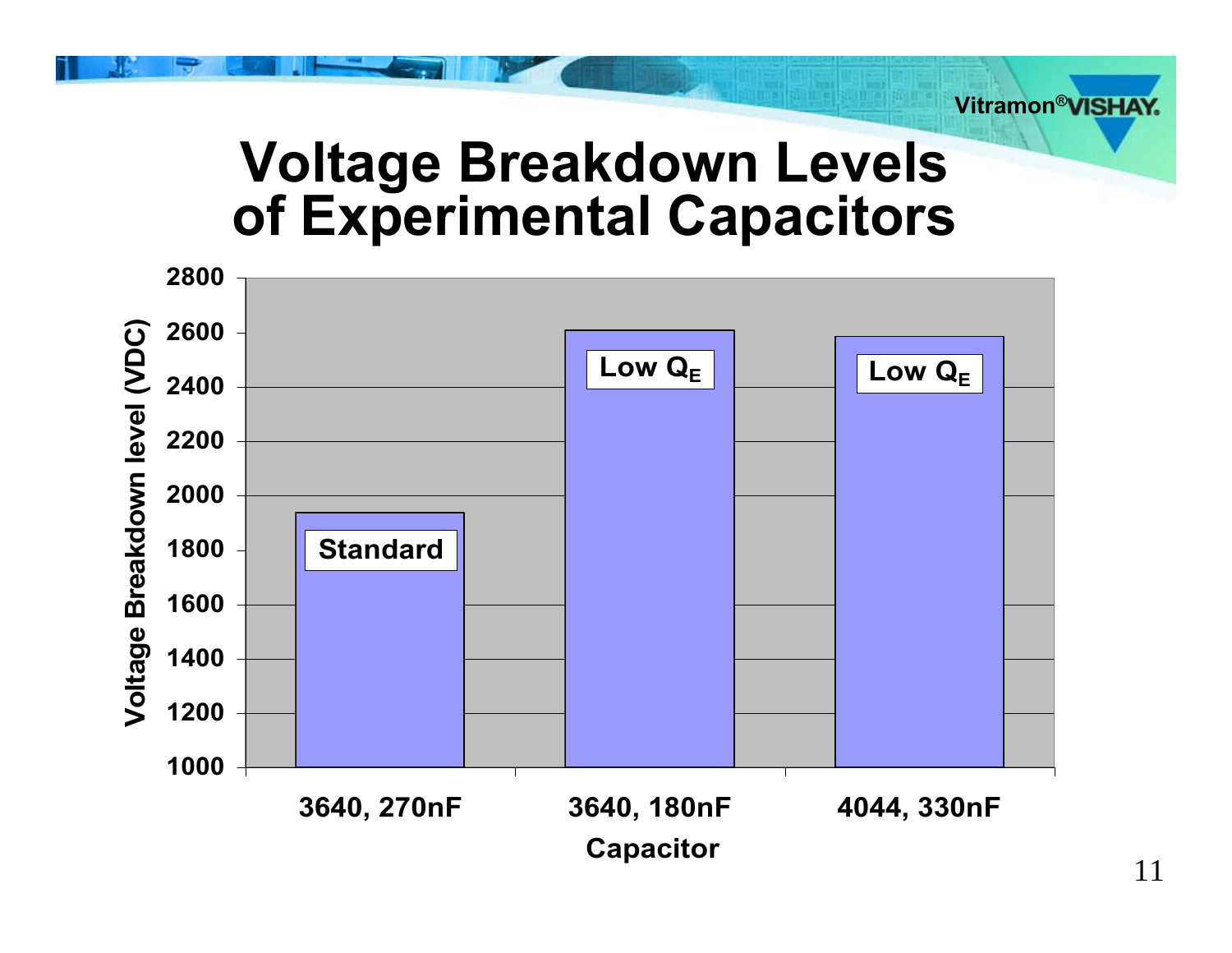# Voltage Breakdown Levels of Experimental Capacitors

| Capacitor | Type | Voltage Breakdown level (VDC) |
|---|---|---|
| 3640, 270nF | Standard | ~1940 |
| 3640, 180nF | Low $Q_E$ | ~2610 |
| 4044, 330nF | Low $Q_E$ | ~2590 |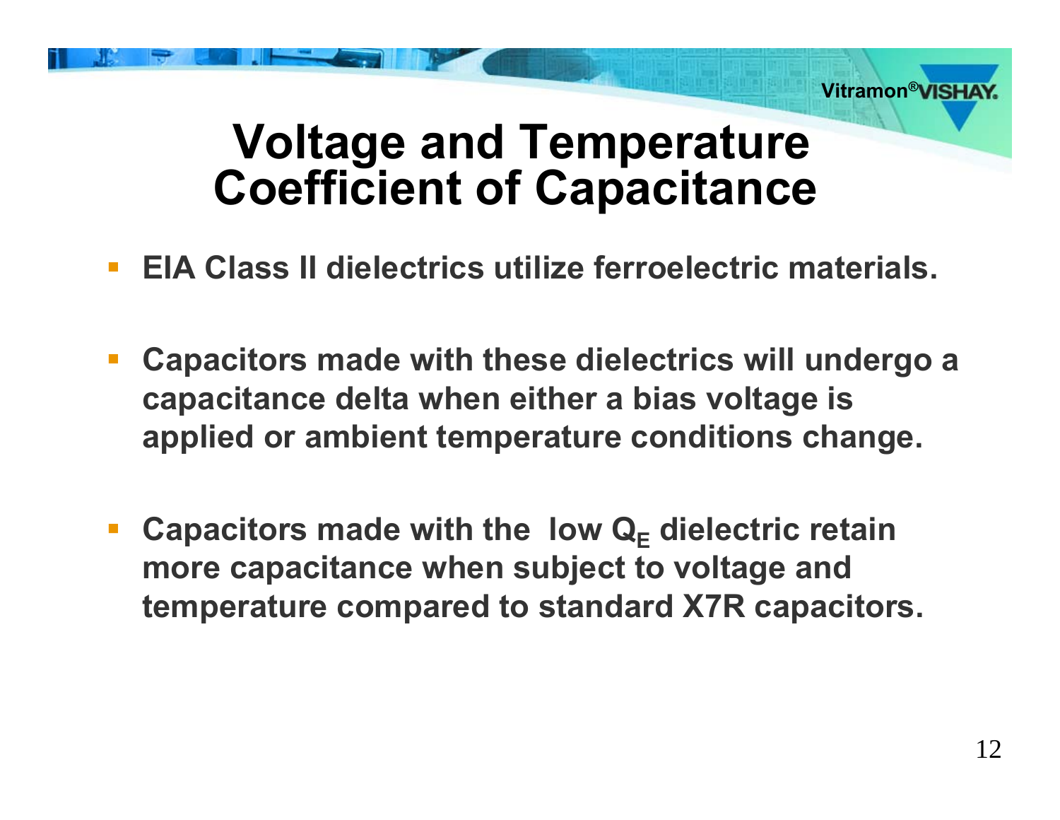# Voltage and Temperature Coefficient of Capacitance

- **EIA Class II dielectrics utilize ferroelectric materials.**
- **Capacitors made with these dielectrics will undergo a capacitance delta when either a bias voltage is applied or ambient temperature conditions change.**
- **Capacitors made with the low $Q_E$ dielectric retain more capacitance when subject to voltage and temperature compared to standard X7R capacitors.**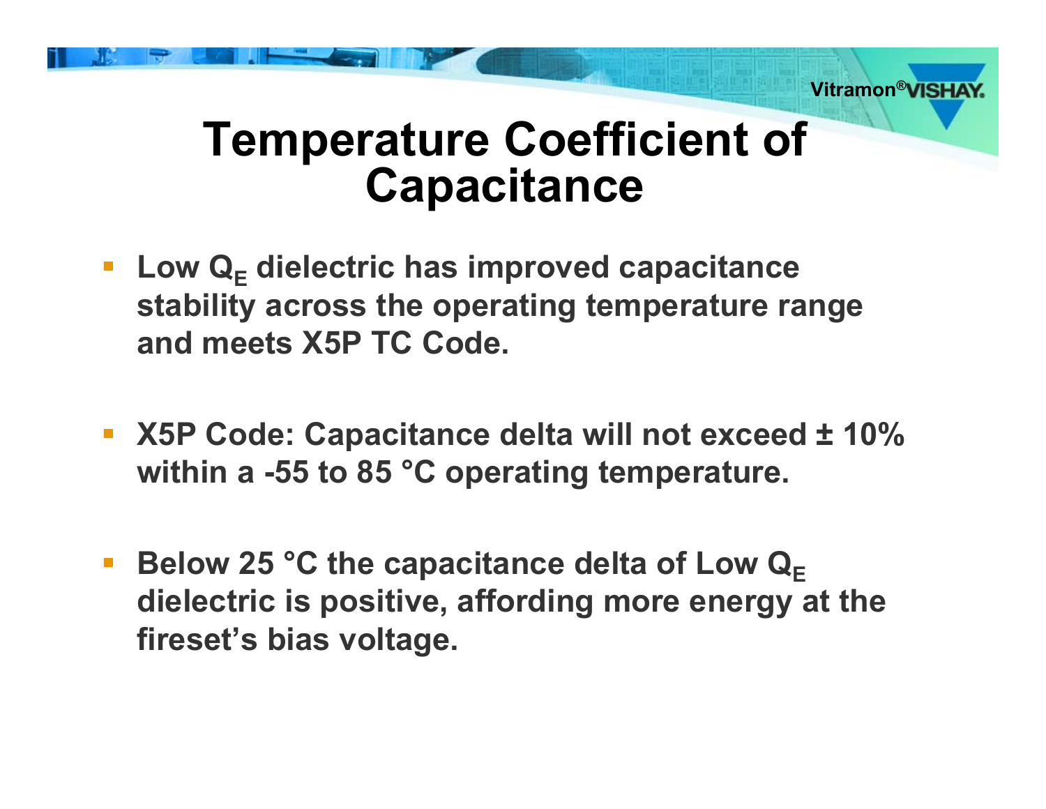# Temperature Coefficient of Capacitance

- **Low $Q_E$ dielectric has improved capacitance stability across the operating temperature range and meets X5P TC Code.**
- **X5P Code: Capacitance delta will not exceed ± 10% within a -55 to 85 °C operating temperature.**
- **Below 25 °C the capacitance delta of Low $Q_E$ dielectric is positive, affording more energy at the fireset's bias voltage.**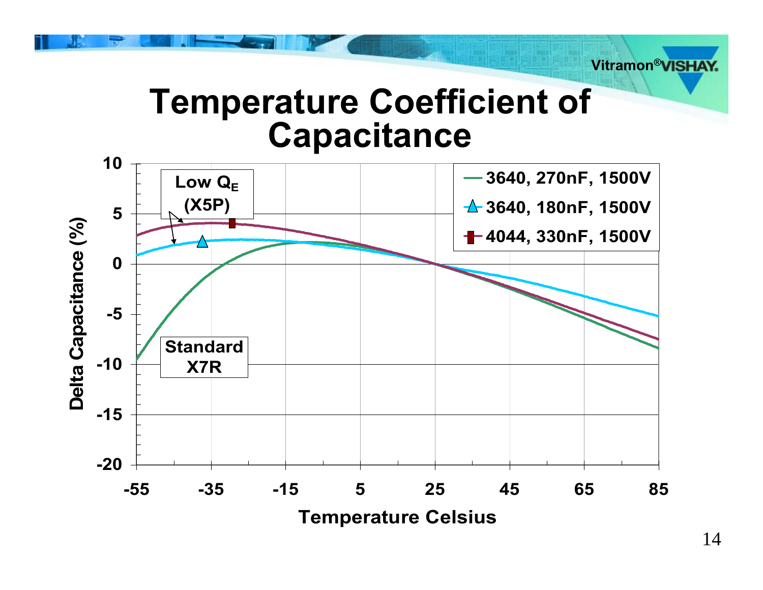# Temperature Coefficient of Capacitance

Low $Q_E$ (X5P)

Standard X7R

- 3640, 270nF, 1500V
- 3640, 180nF, 1500V
- 4044, 330nF, 1500V

Delta Capacitance (%)

Temperature Celsius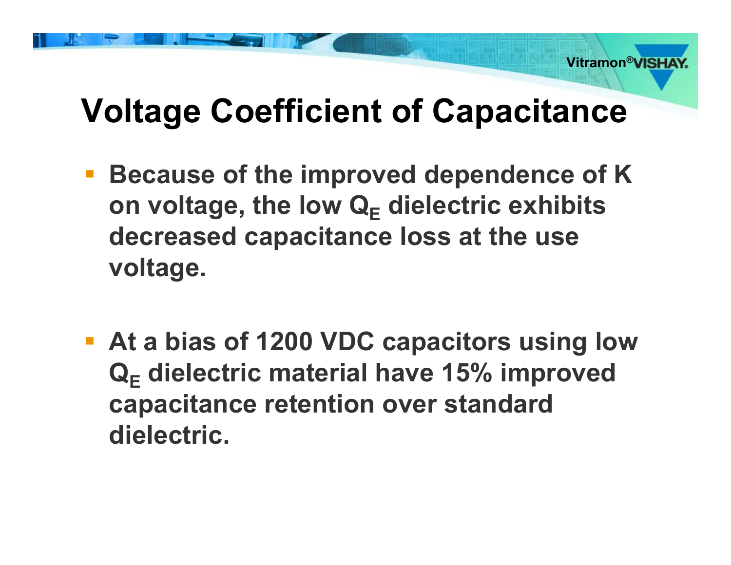# Voltage Coefficient of Capacitance

- **Because of the improved dependence of K on voltage, the low $Q_E$ dielectric exhibits decreased capacitance loss at the use voltage.**
- **At a bias of 1200 VDC capacitors using low $Q_E$ dielectric material have 15% improved capacitance retention over standard dielectric.**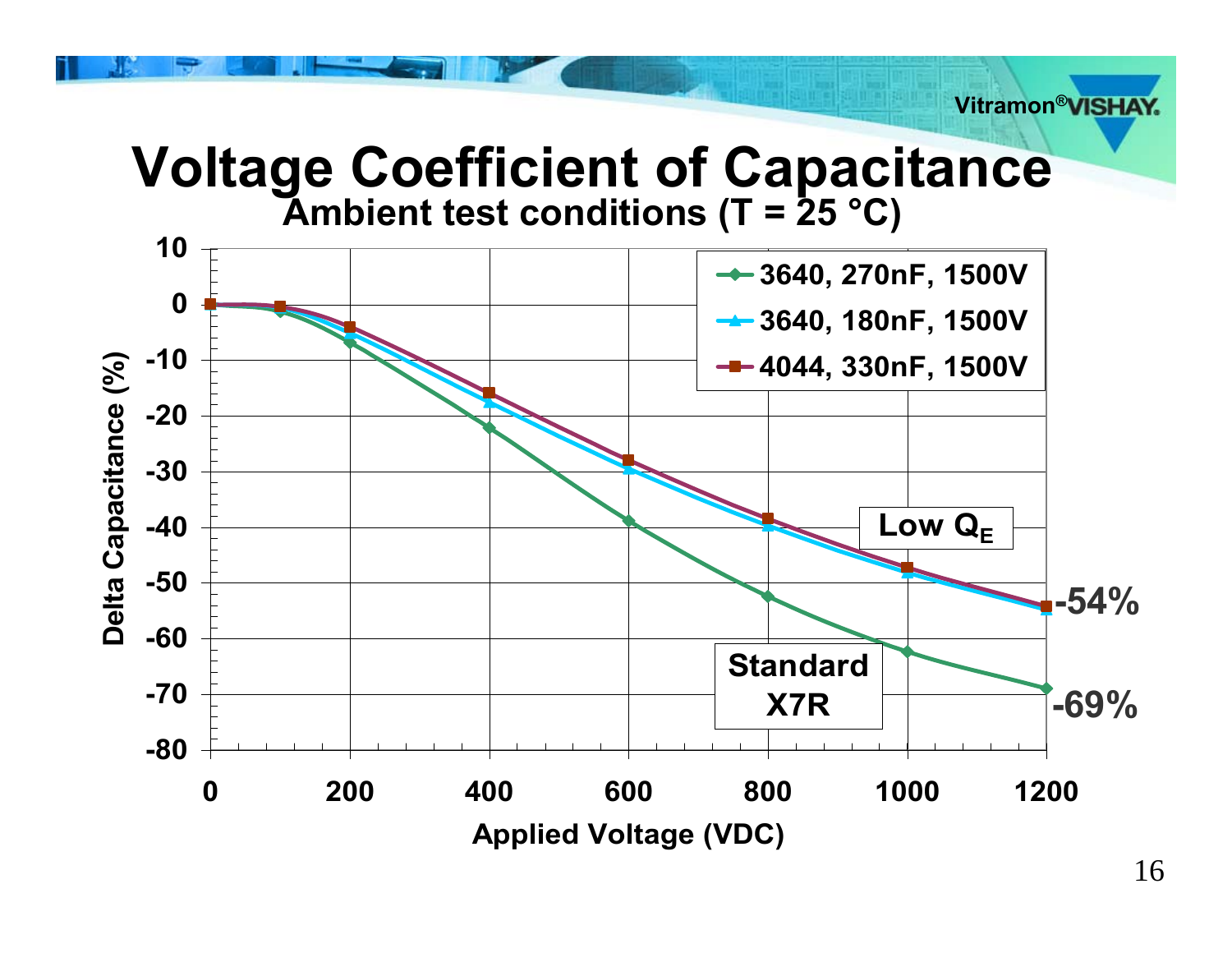# Voltage Coefficient of Capacitance

**Ambient test conditions (T = 25 °C)**

Delta Capacitance (%) vs. Applied Voltage (VDC)

Legend:
- 3640, 270nF, 1500V
- 3640, 180nF, 1500V
- 4044, 330nF, 1500V

Low $Q_E$: -54%

Standard X7R: -69%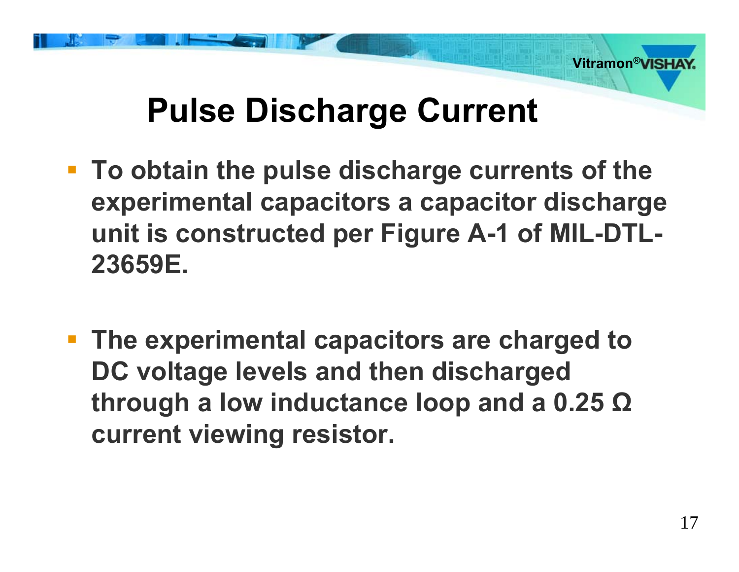# Pulse Discharge Current

- **To obtain the pulse discharge currents of the experimental capacitors a capacitor discharge unit is constructed per Figure A-1 of MIL-DTL-23659E.**

- **The experimental capacitors are charged to DC voltage levels and then discharged through a low inductance loop and a 0.25 Ω current viewing resistor.**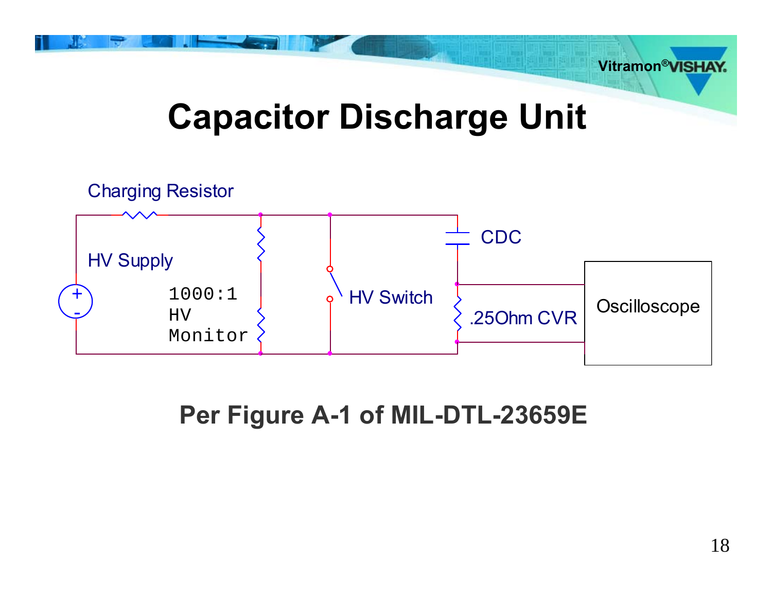# Capacitor Discharge Unit

Charging Resistor

HV Supply

1000:1
HV
Monitor

HV Switch

CDC

.25Ohm CVR

Oscilloscope

**Per Figure A-1 of MIL-DTL-23659E**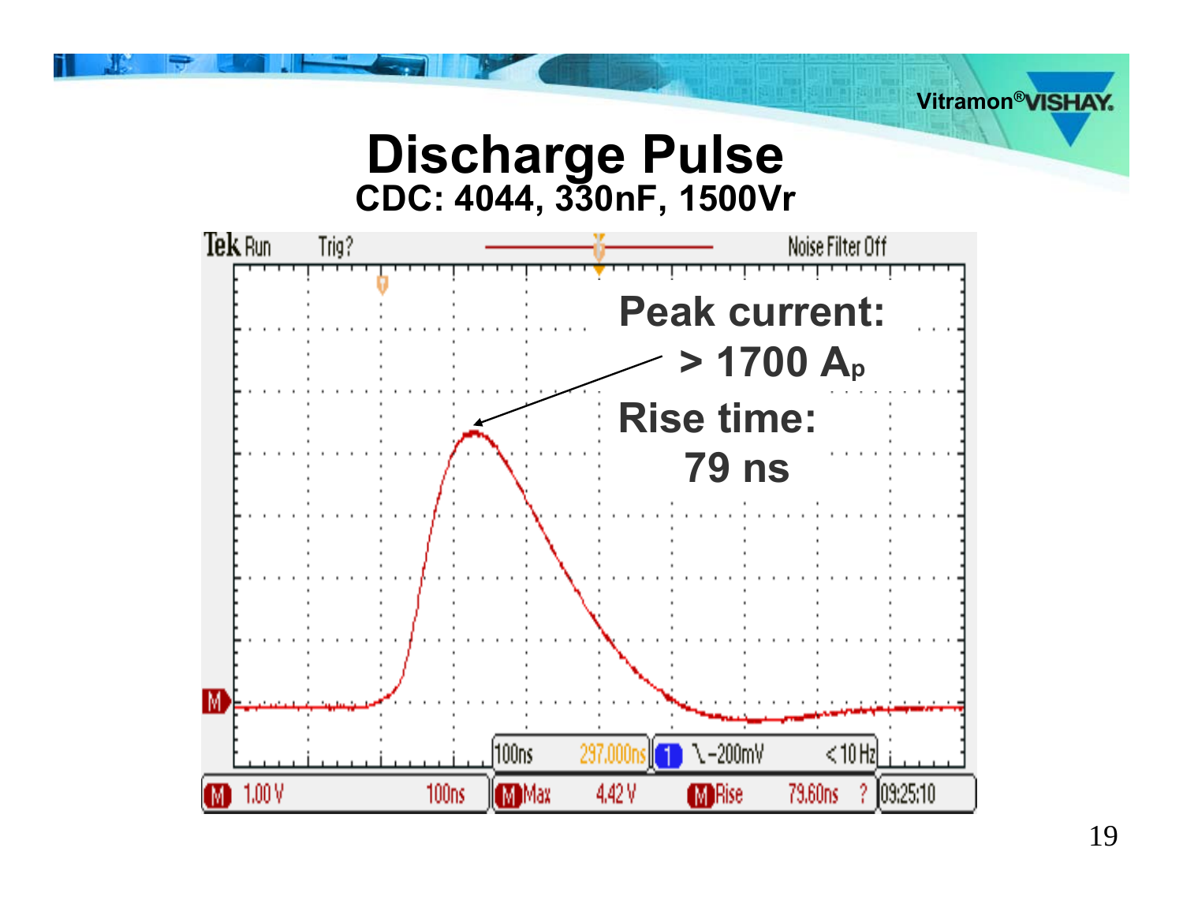# Discharge Pulse

**CDC: 4044, 330nF, 1500Vr**

**Peak current: > 1700 $A_p$**

**Rise time: 79 ns**

Tek Run Trig? Noise Filter Off

100ns 297.000ns 1 ⟍ -200mV < 10 Hz

M 1.00 V 100ns M Max 4.42 V M Rise 79.60ns ? 09:25:10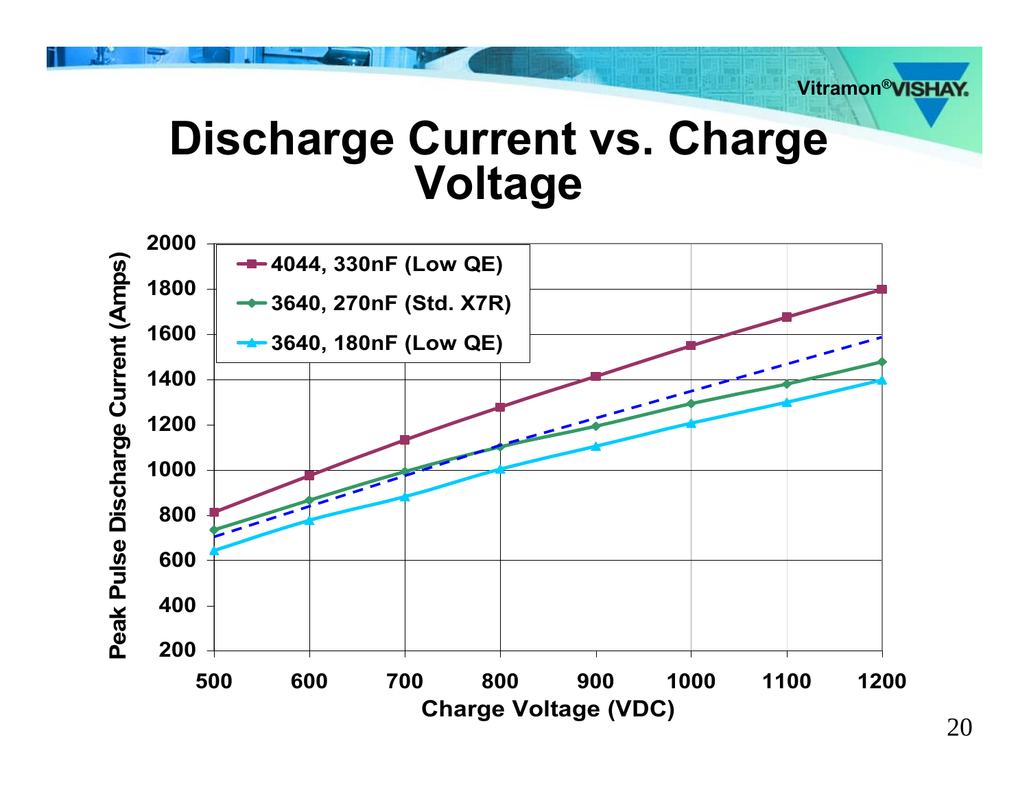# Discharge Current vs. Charge Voltage

Peak Pulse Discharge Current (Amps)

2000
1800
1600
1400
1200
1000
800
600
400
200

- 4044, 330nF (Low QE)
- 3640, 270nF (Std. X7R)
- 3640, 180nF (Low QE)

500 600 700 800 900 1000 1100 1200

Charge Voltage (VDC)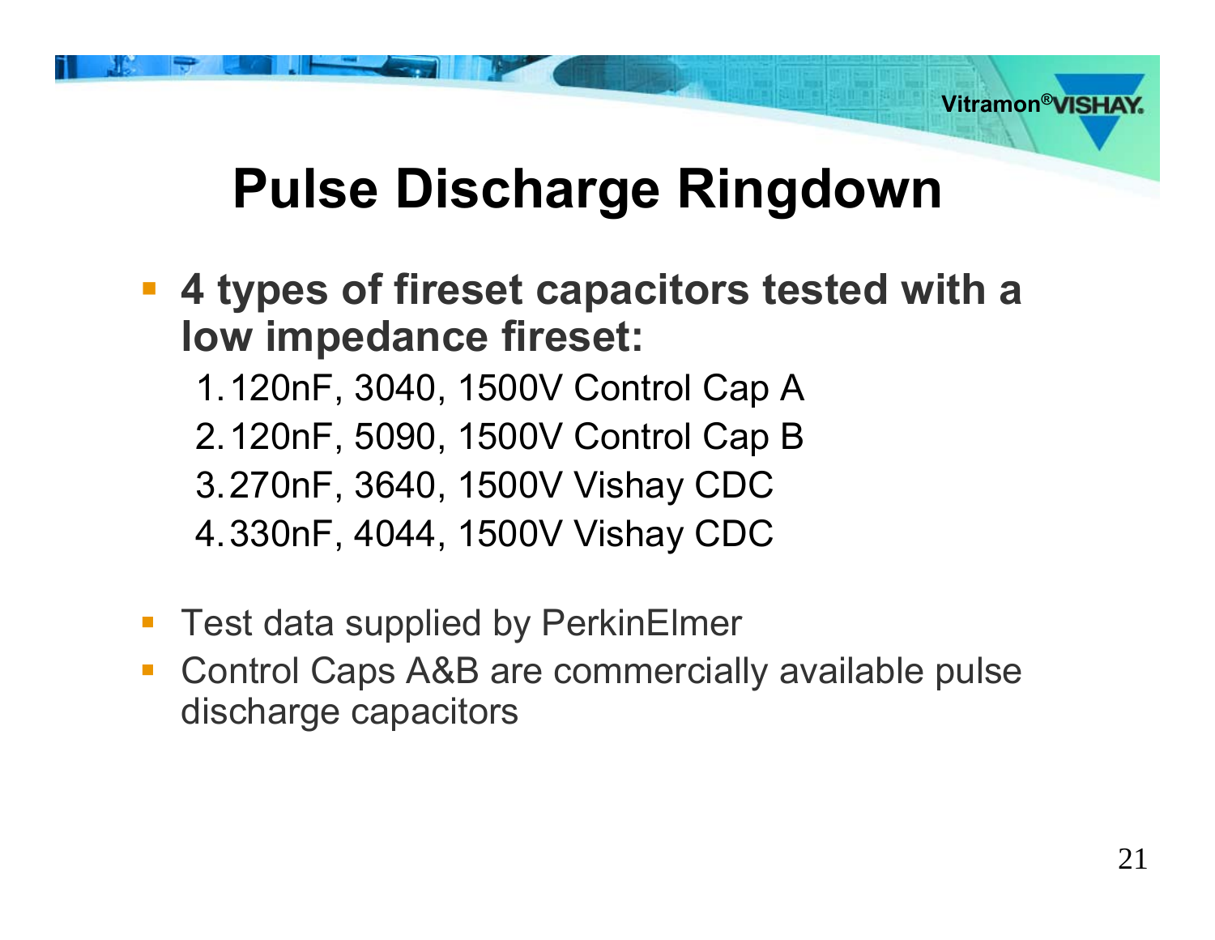# Pulse Discharge Ringdown

- **4 types of fireset capacitors tested with a low impedance fireset:**
  1. 120nF, 3040, 1500V Control Cap A
  2. 120nF, 5090, 1500V Control Cap B
  3. 270nF, 3640, 1500V Vishay CDC
  4. 330nF, 4044, 1500V Vishay CDC

- Test data supplied by PerkinElmer
- Control Caps A&B are commercially available pulse discharge capacitors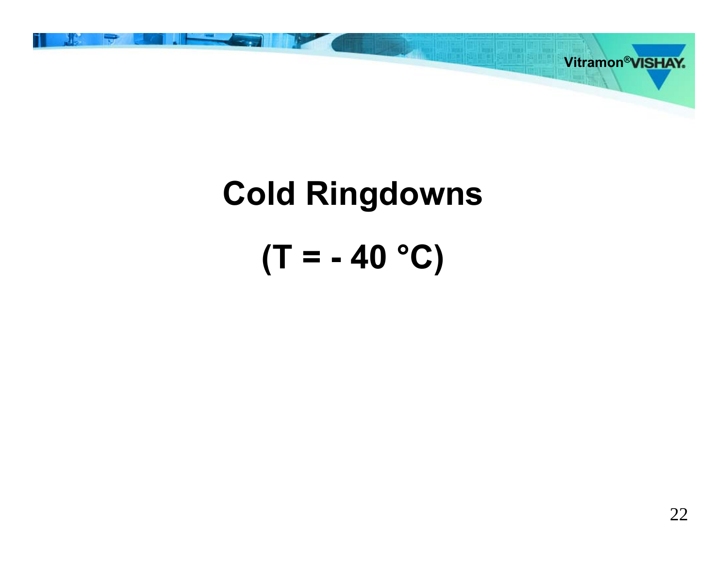# Cold Ringdowns

# (T = - 40 °C)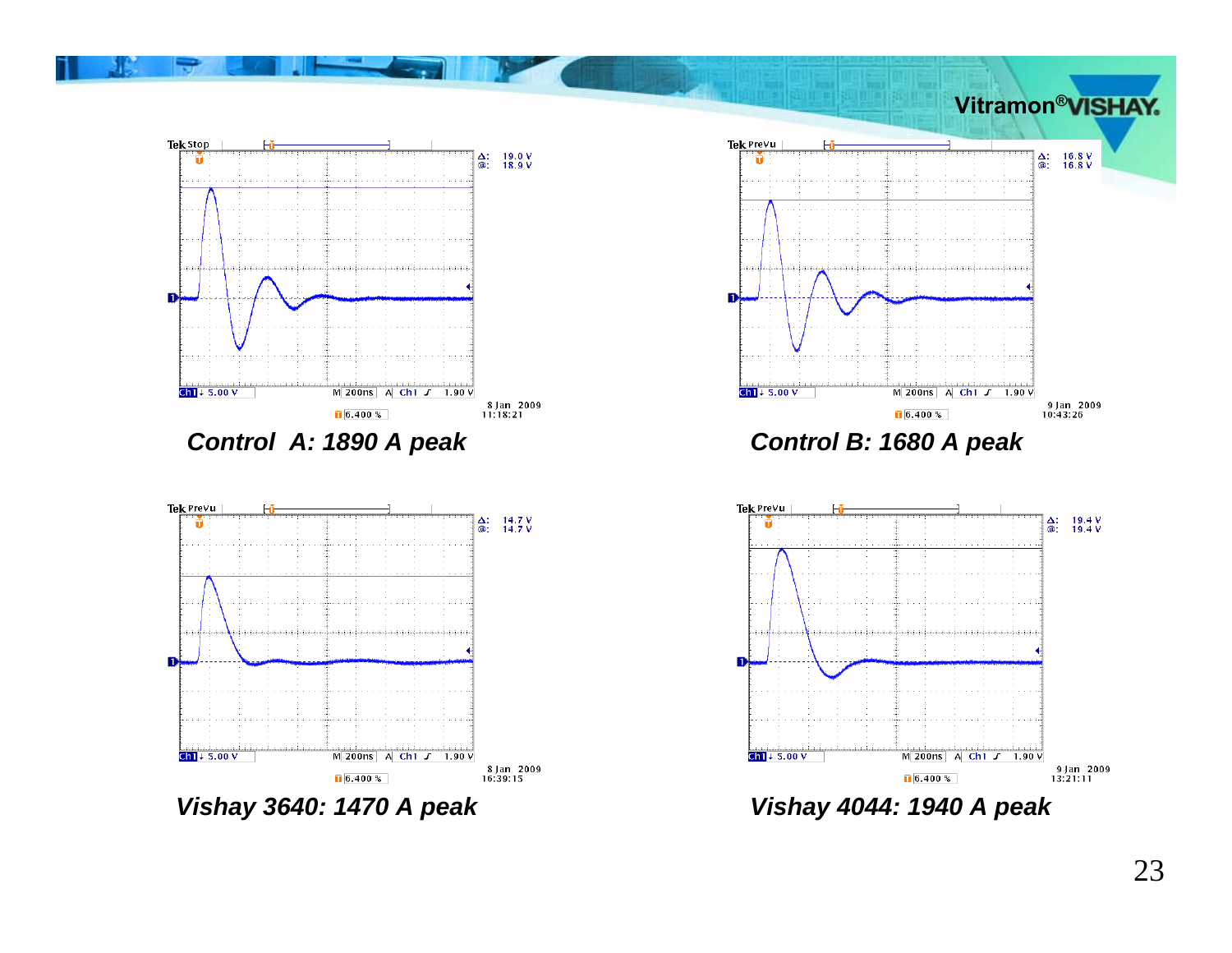Control A: 1890 A peak

Control B: 1680 A peak

Vishay 3640: 1470 A peak

Vishay 4044: 1940 A peak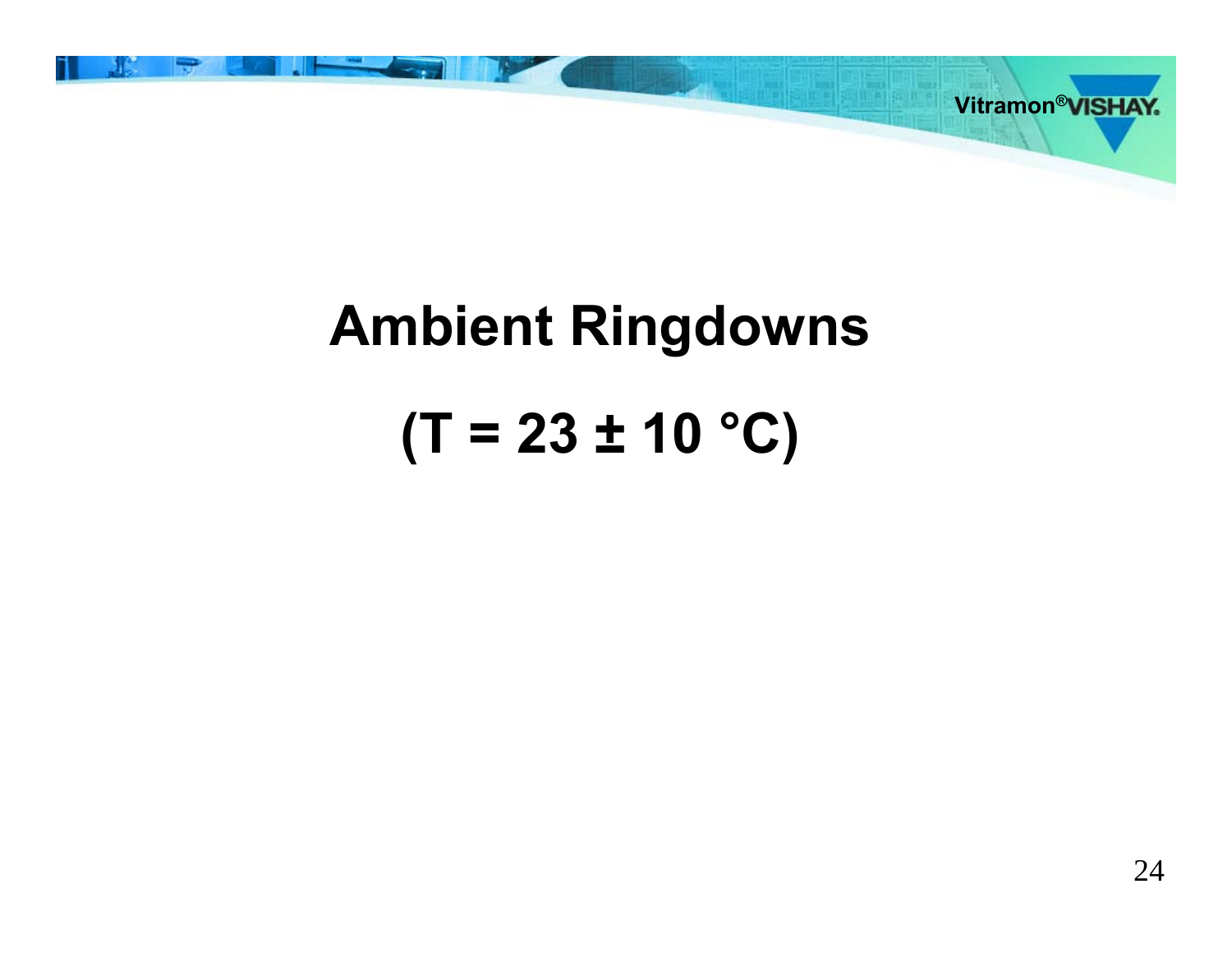# Ambient Ringdowns

## (T = 23 ± 10 °C)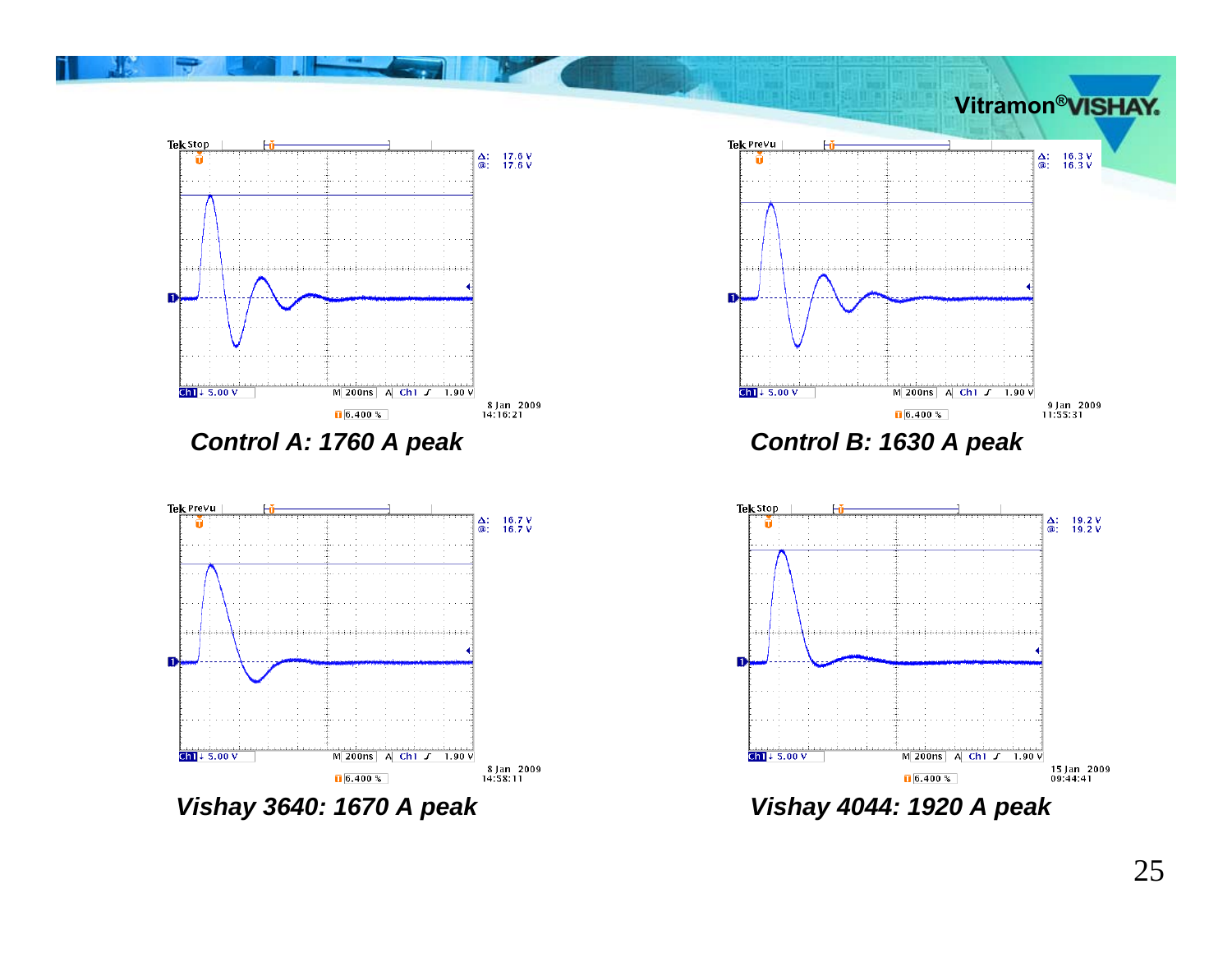*Control A: 1760 A peak*

*Control B: 1630 A peak*

*Vishay 3640: 1670 A peak*

*Vishay 4044: 1920 A peak*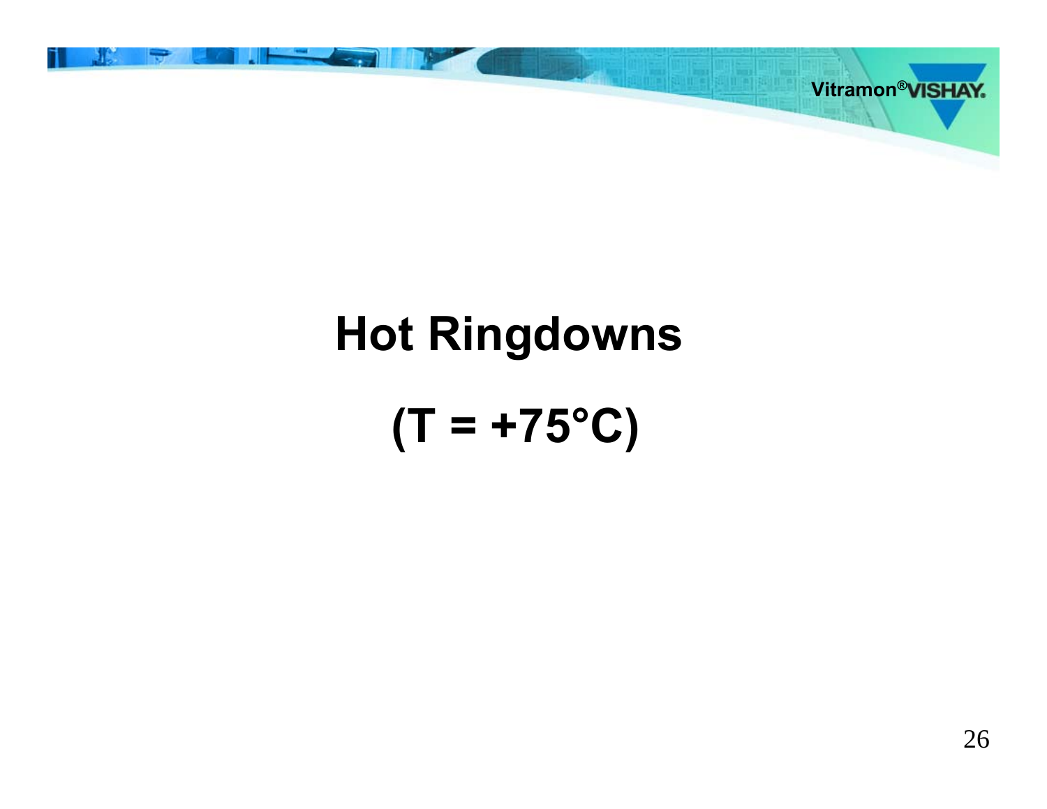# Hot Ringdowns

## (T = +75°C)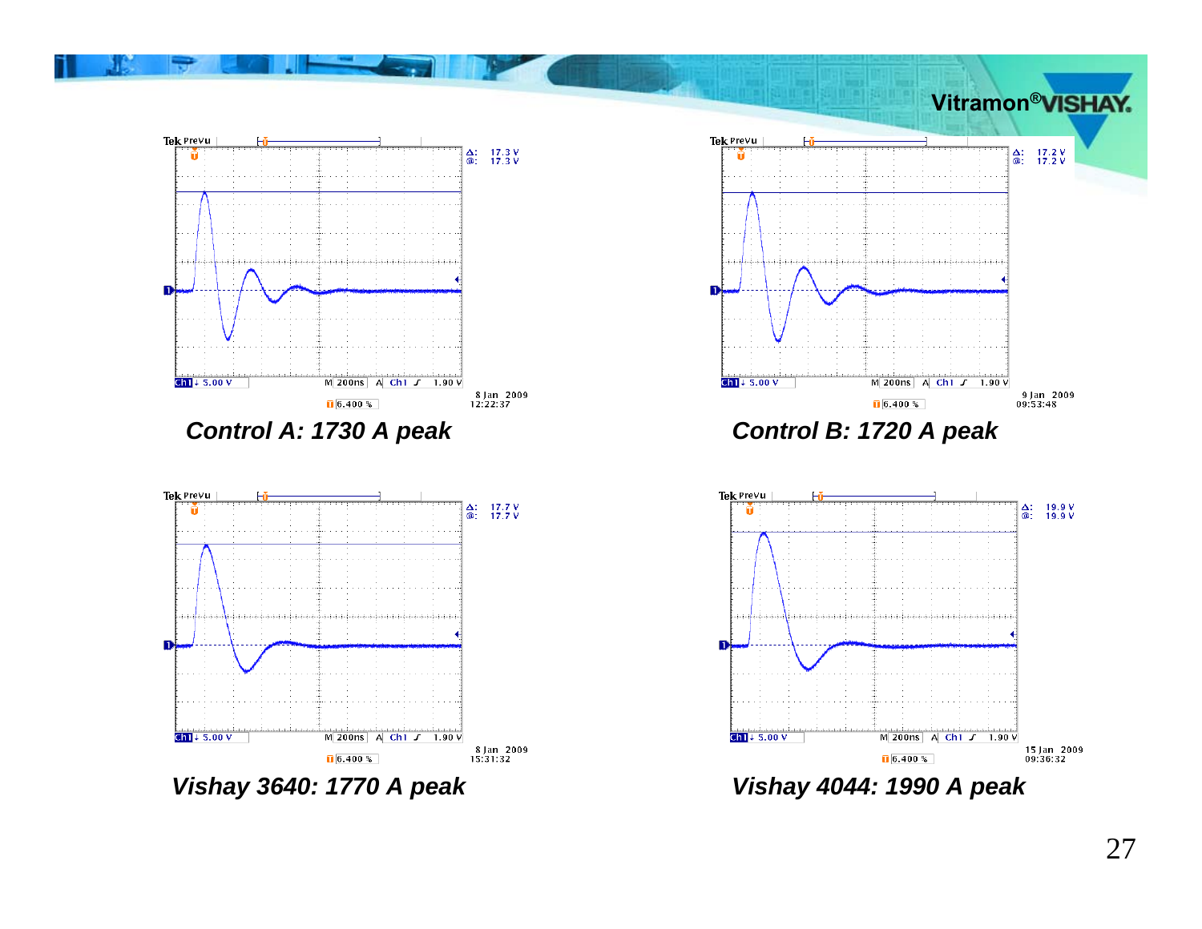Control A: 1730 A peak

Control B: 1720 A peak

Vishay 3640: 1770 A peak

Vishay 4044: 1990 A peak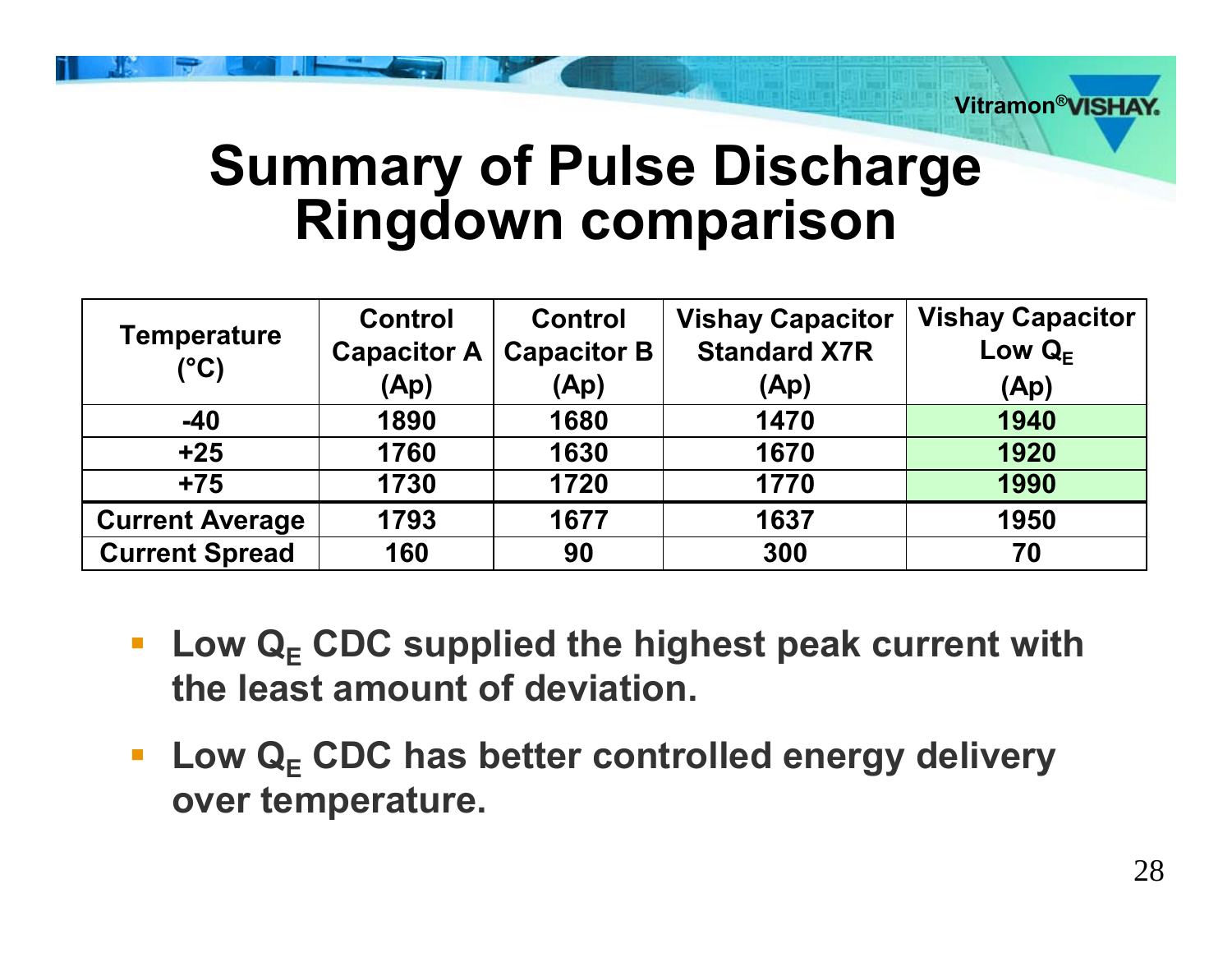# Summary of Pulse Discharge Ringdown comparison

| Temperature (°C) | Control Capacitor A (Ap) | Control Capacitor B (Ap) | Vishay Capacitor Standard X7R (Ap) | Vishay Capacitor Low $Q_E$ (Ap) |
|---|---|---|---|---|
| -40 | 1890 | 1680 | 1470 | 1940 |
| +25 | 1760 | 1630 | 1670 | 1920 |
| +75 | 1730 | 1720 | 1770 | 1990 |
| Current Average | 1793 | 1677 | 1637 | 1950 |
| Current Spread | 160 | 90 | 300 | 70 |

- **Low $Q_E$ CDC supplied the highest peak current with the least amount of deviation.**
- **Low $Q_E$ CDC has better controlled energy delivery over temperature.**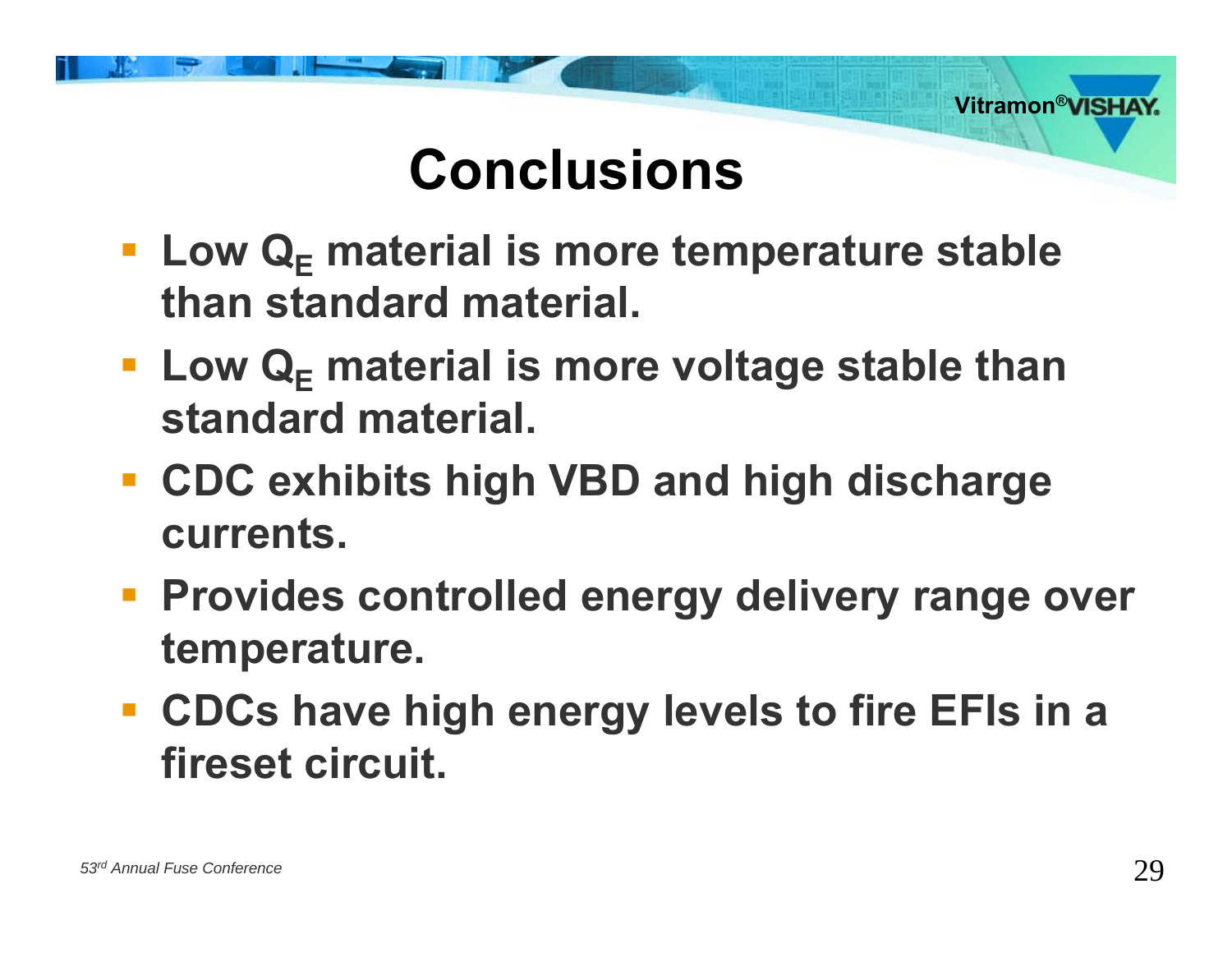# Conclusions

- Low $Q_E$ material is more temperature stable than standard material.
- Low $Q_E$ material is more voltage stable than standard material.
- CDC exhibits high VBD and high discharge currents.
- Provides controlled energy delivery range over temperature.
- CDCs have high energy levels to fire EFIs in a fireset circuit.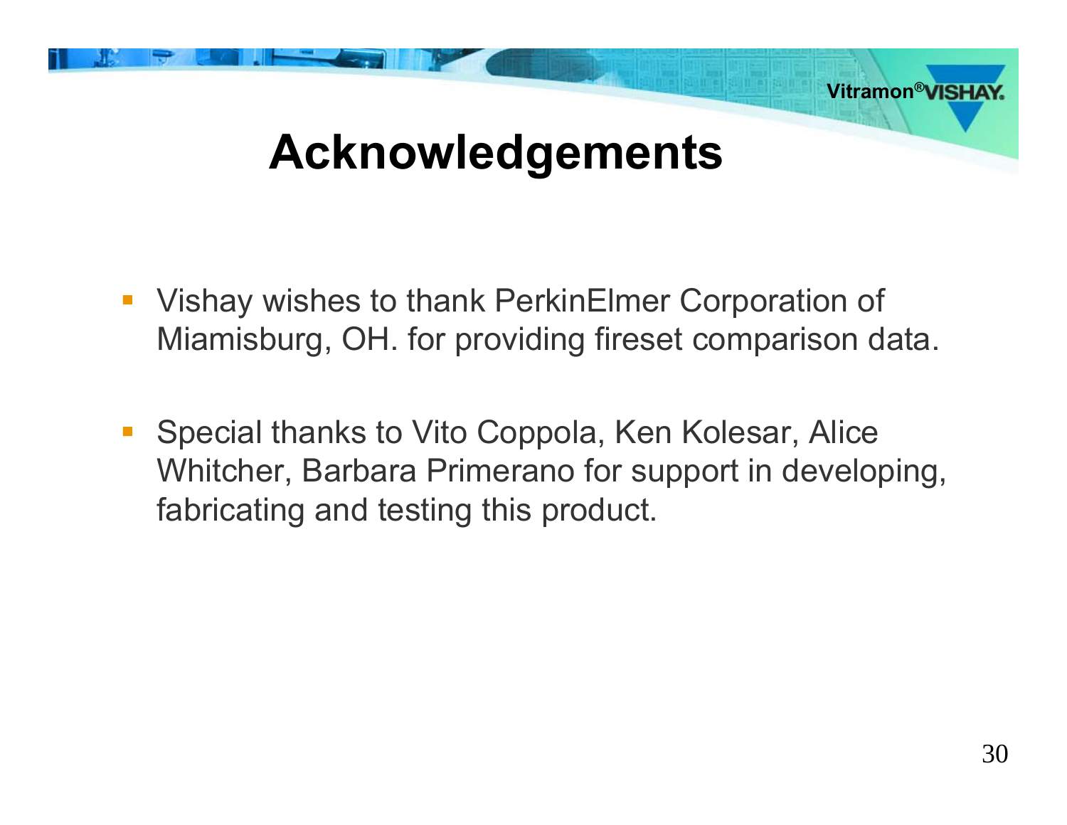# Acknowledgements

- Vishay wishes to thank PerkinElmer Corporation of Miamisburg, OH. for providing fireset comparison data.

- Special thanks to Vito Coppola, Ken Kolesar, Alice Whitcher, Barbara Primerano for support in developing, fabricating and testing this product.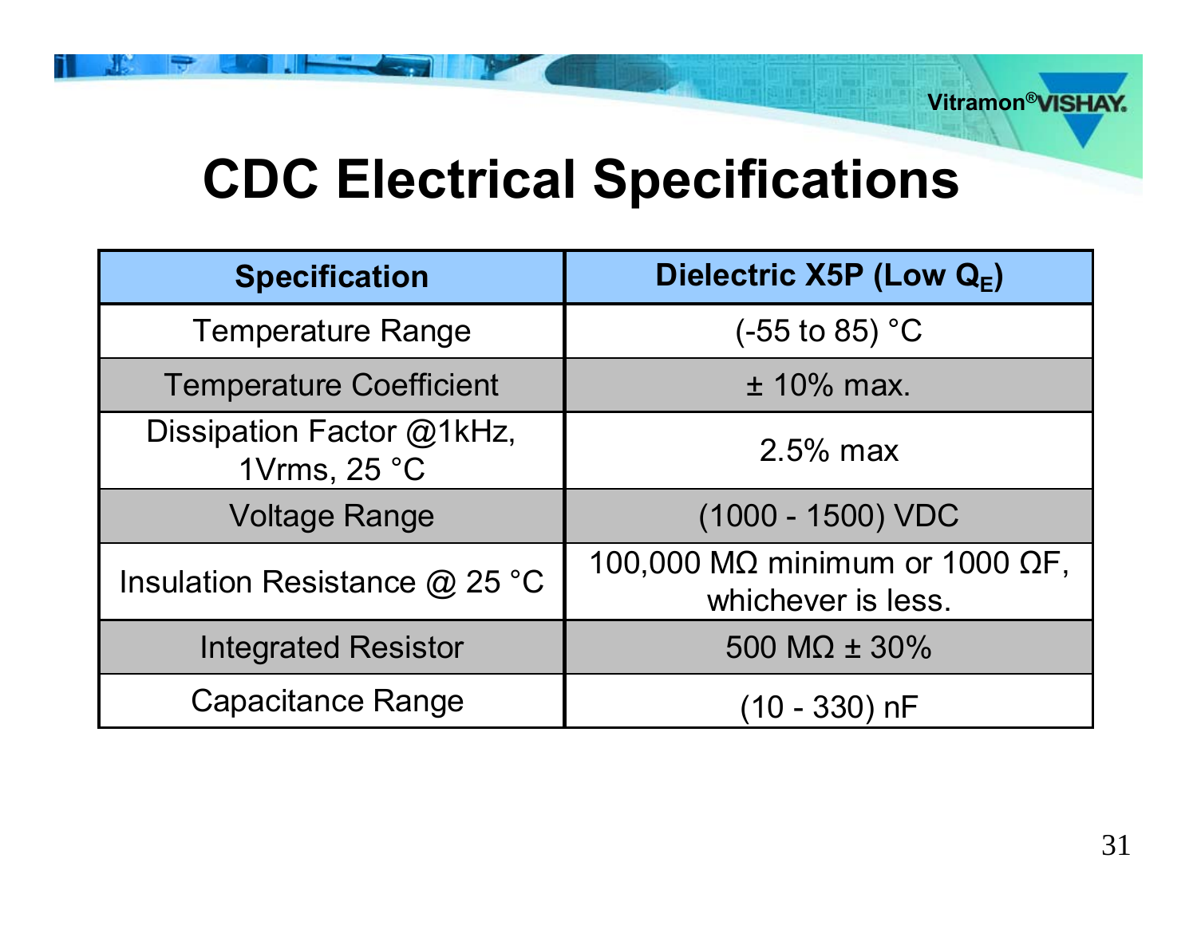# CDC Electrical Specifications

| Specification | Dielectric X5P (Low $Q_E$) |
|---|---|
| Temperature Range | (-55 to 85) °C |
| Temperature Coefficient | ± 10% max. |
| Dissipation Factor @1kHz, 1Vrms, 25 °C | 2.5% max |
| Voltage Range | (1000 - 1500) VDC |
| Insulation Resistance @ 25 °C | 100,000 MΩ minimum or 1000 ΩF, whichever is less. |
| Integrated Resistor | 500 MΩ ± 30% |
| Capacitance Range | (10 - 330) nF |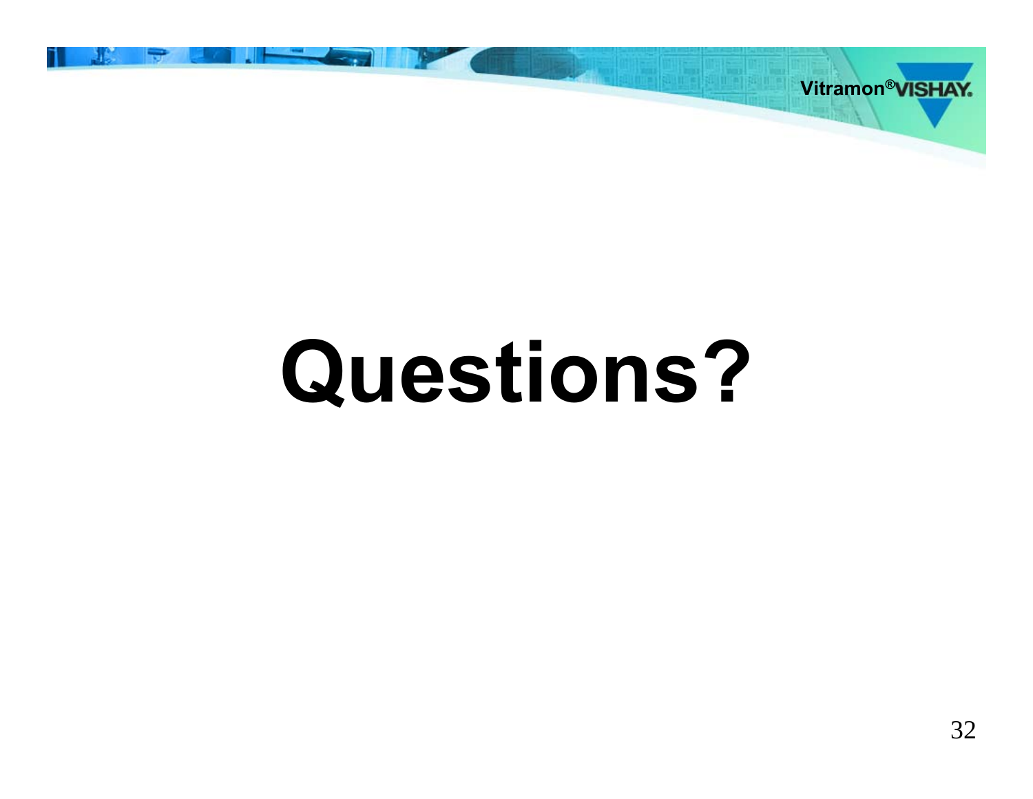# Questions?